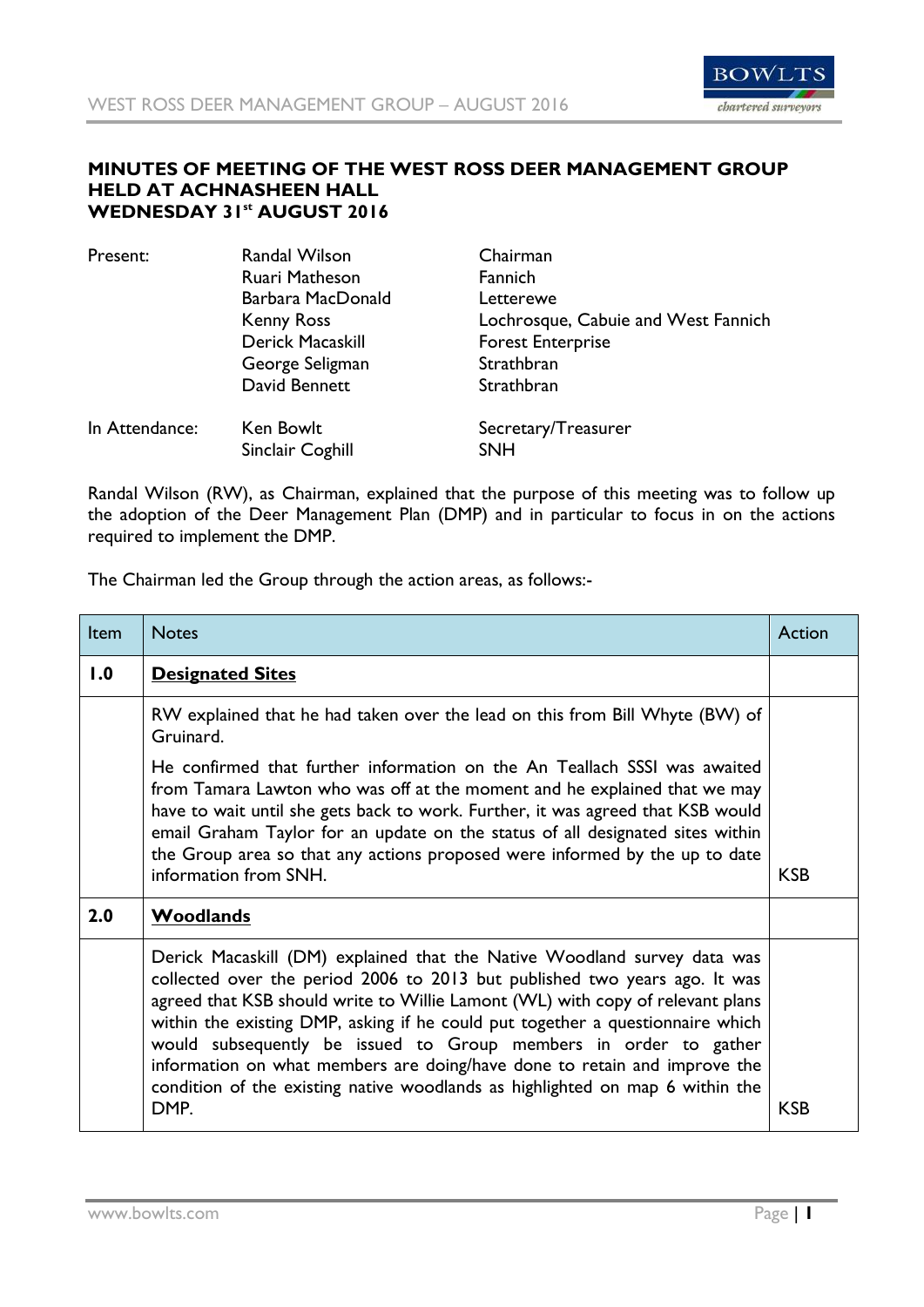# MINUTES OF MEETING OF THE WEST ROSS DEER MANAGEMENT GROUP HELD AT ACHNASHEEN HALL WEDNESDAY 31st AUGUST 2016

| | | |
|---|---|---|
| Present: | Randal Wilson | Chairman |
| | Ruari Matheson | Fannich |
| | Barbara MacDonald | Letterewe |
| | Kenny Ross | Lochrosque, Cabuie and West Fannich |
| | Derick Macaskill | Forest Enterprise |
| | George Seligman | Strathbran |
| | David Bennett | Strathbran |
| In Attendance: | Ken Bowlt | Secretary/Treasurer |
| | Sinclair Coghill | SNH |

Randal Wilson (RW), as Chairman, explained that the purpose of this meeting was to follow up the adoption of the Deer Management Plan (DMP) and in particular to focus in on the actions required to implement the DMP.

The Chairman led the Group through the action areas, as follows:-

| Item | Notes | Action |
|---|---|---|
| **1.0** | **Designated Sites** | |
| | RW explained that he had taken over the lead on this from Bill Whyte (BW) of Gruinard.<br><br>He confirmed that further information on the An Teallach SSSI was awaited from Tamara Lawton who was off at the moment and he explained that we may have to wait until she gets back to work. Further, it was agreed that KSB would email Graham Taylor for an update on the status of all designated sites within the Group area so that any actions proposed were informed by the up to date information from SNH. | KSB |
| **2.0** | **Woodlands** | |
| | Derick Macaskill (DM) explained that the Native Woodland survey data was collected over the period 2006 to 2013 but published two years ago. It was agreed that KSB should write to Willie Lamont (WL) with copy of relevant plans within the existing DMP, asking if he could put together a questionnaire which would subsequently be issued to Group members in order to gather information on what members are doing/have done to retain and improve the condition of the existing native woodlands as highlighted on map 6 within the DMP. | KSB |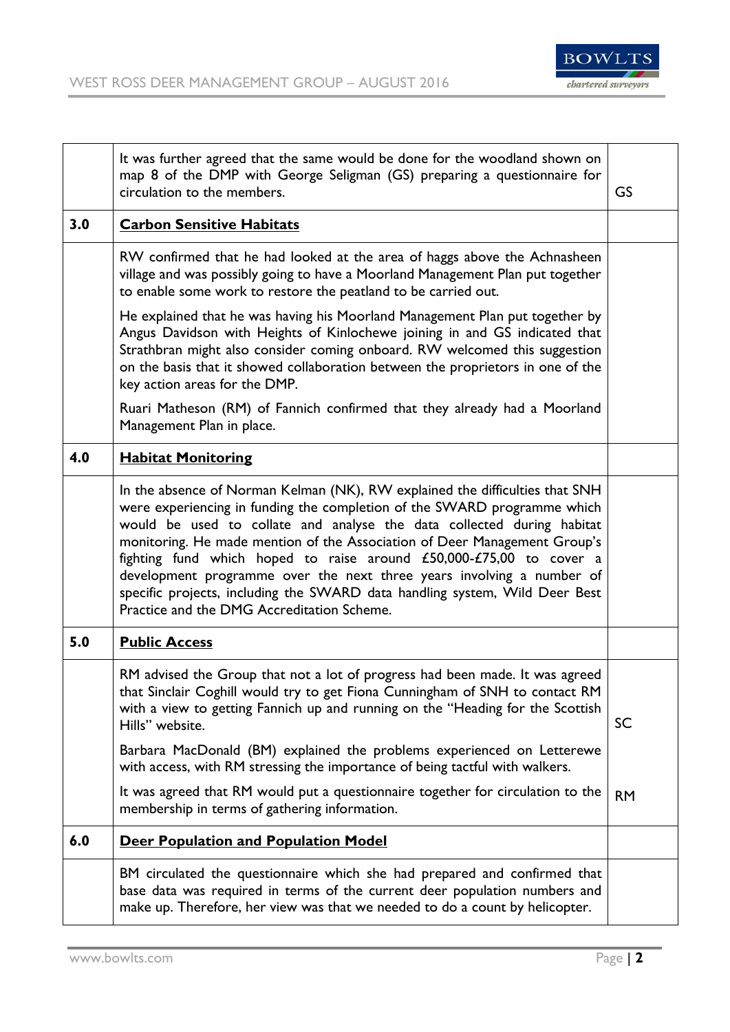| | | |
|---|---|---|
| | It was further agreed that the same would be done for the woodland shown on map 8 of the DMP with George Seligman (GS) preparing a questionnaire for circulation to the members. | GS |
| **3.0** | **<u>Carbon Sensitive Habitats</u>** | |
| | RW confirmed that he had looked at the area of haggs above the Achnasheen village and was possibly going to have a Moorland Management Plan put together to enable some work to restore the peatland to be carried out.<br><br>He explained that he was having his Moorland Management Plan put together by Angus Davidson with Heights of Kinlochewe joining in and GS indicated that Strathbran might also consider coming onboard. RW welcomed this suggestion on the basis that it showed collaboration between the proprietors in one of the key action areas for the DMP.<br><br>Ruari Matheson (RM) of Fannich confirmed that they already had a Moorland Management Plan in place. | |
| **4.0** | **<u>Habitat Monitoring</u>** | |
| | In the absence of Norman Kelman (NK), RW explained the difficulties that SNH were experiencing in funding the completion of the SWARD programme which would be used to collate and analyse the data collected during habitat monitoring. He made mention of the Association of Deer Management Group's fighting fund which hoped to raise around £50,000-£75,00 to cover a development programme over the next three years involving a number of specific projects, including the SWARD data handling system, Wild Deer Best Practice and the DMG Accreditation Scheme. | |
| **5.0** | **<u>Public Access</u>** | |
| | RM advised the Group that not a lot of progress had been made. It was agreed that Sinclair Coghill would try to get Fiona Cunningham of SNH to contact RM with a view to getting Fannich up and running on the "Heading for the Scottish Hills" website. | SC |
| | Barbara MacDonald (BM) explained the problems experienced on Letterewe with access, with RM stressing the importance of being tactful with walkers. | |
| | It was agreed that RM would put a questionnaire together for circulation to the membership in terms of gathering information. | RM |
| **6.0** | **<u>Deer Population and Population Model</u>** | |
| | BM circulated the questionnaire which she had prepared and confirmed that base data was required in terms of the current deer population numbers and make up. Therefore, her view was that we needed to do a count by helicopter. | |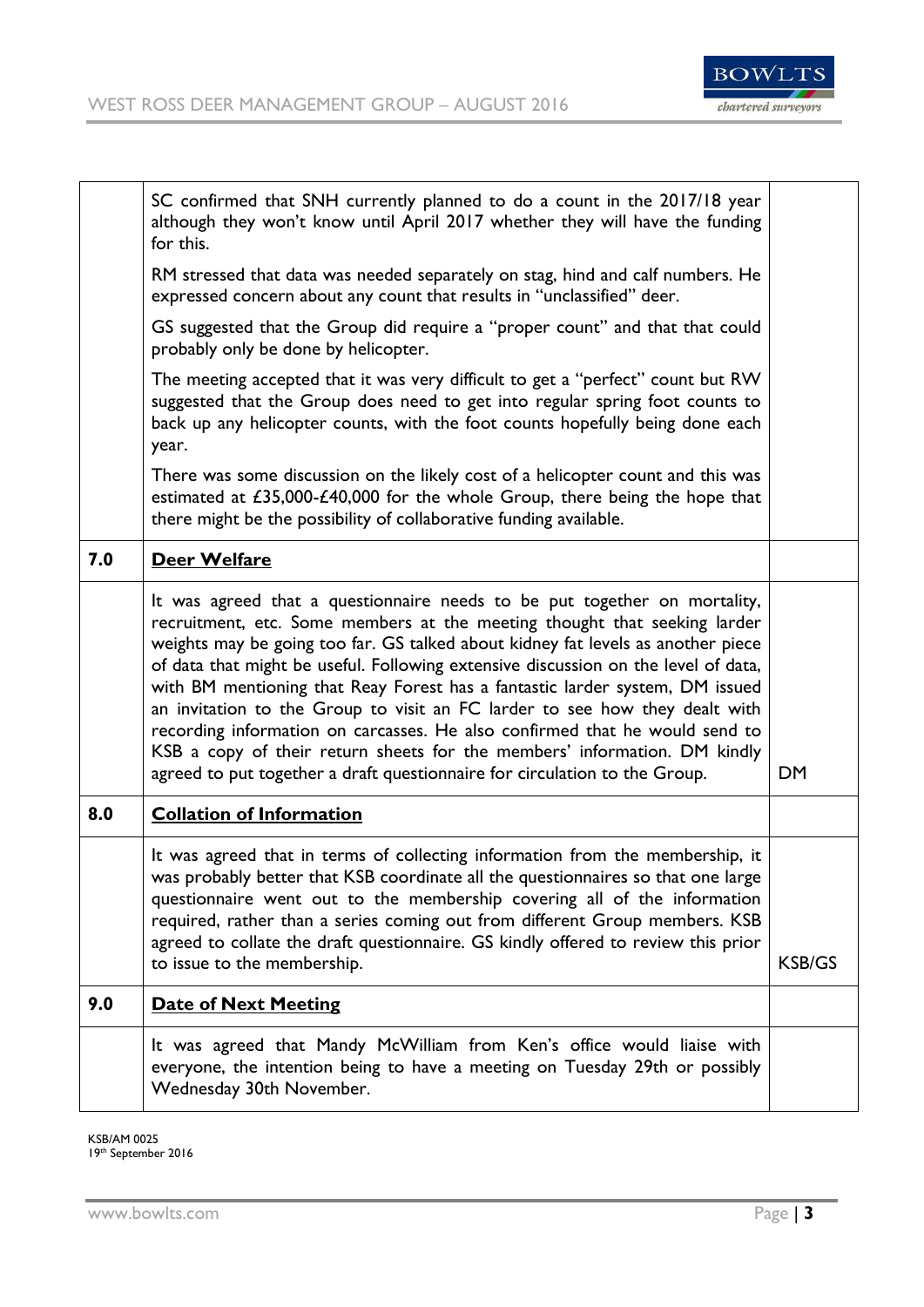| | | |
|---|---|---|
| | SC confirmed that SNH currently planned to do a count in the 2017/18 year although they won't know until April 2017 whether they will have the funding for this.<br><br>RM stressed that data was needed separately on stag, hind and calf numbers. He expressed concern about any count that results in "unclassified" deer.<br><br>GS suggested that the Group did require a "proper count" and that that could probably only be done by helicopter.<br><br>The meeting accepted that it was very difficult to get a "perfect" count but RW suggested that the Group does need to get into regular spring foot counts to back up any helicopter counts, with the foot counts hopefully being done each year.<br><br>There was some discussion on the likely cost of a helicopter count and this was estimated at £35,000-£40,000 for the whole Group, there being the hope that there might be the possibility of collaborative funding available. | |
| **7.0** | **Deer Welfare** | |
| | It was agreed that a questionnaire needs to be put together on mortality, recruitment, etc. Some members at the meeting thought that seeking larder weights may be going too far. GS talked about kidney fat levels as another piece of data that might be useful. Following extensive discussion on the level of data, with BM mentioning that Reay Forest has a fantastic larder system, DM issued an invitation to the Group to visit an FC larder to see how they dealt with recording information on carcasses. He also confirmed that he would send to KSB a copy of their return sheets for the members' information. DM kindly agreed to put together a draft questionnaire for circulation to the Group. | DM |
| **8.0** | **Collation of Information** | |
| | It was agreed that in terms of collecting information from the membership, it was probably better that KSB coordinate all the questionnaires so that one large questionnaire went out to the membership covering all of the information required, rather than a series coming out from different Group members. KSB agreed to collate the draft questionnaire. GS kindly offered to review this prior to issue to the membership. | KSB/GS |
| **9.0** | **Date of Next Meeting** | |
| | It was agreed that Mandy McWilliam from Ken's office would liaise with everyone, the intention being to have a meeting on Tuesday 29th or possibly Wednesday 30th November. | |

KSB/AM 0025
19th September 2016